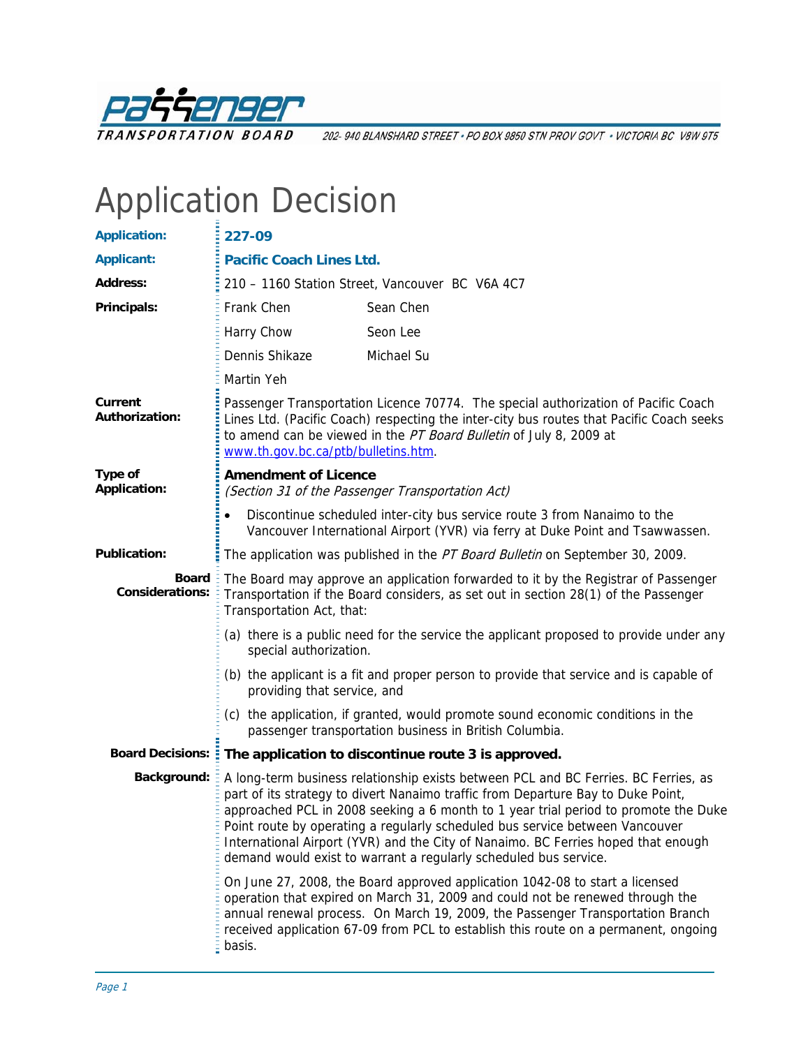PASSENGER TRANSPORTATION BOARD

202- 940 BLANSHARD STREET • PO BOX 9850 STN PROV GOVT • VICTORIA BC V8W 9T5

# Application Decision

| | |
|---|---|
| **Application:** | **227-09** |
| **Applicant:** | **Pacific Coach Lines Ltd.** |
| **Address:** | 210 – 1160 Station Street, Vancouver BC V6A 4C7 |
| **Principals:** | Frank Chen, Sean Chen, Harry Chow, Seon Lee, Dennis Shikaze, Michael Su, Martin Yeh |
| **Current Authorization:** | Passenger Transportation Licence 70774. The special authorization of Pacific Coach Lines Ltd. (Pacific Coach) respecting the inter-city bus routes that Pacific Coach seeks to amend can be viewed in the *PT Board Bulletin* of July 8, 2009 at www.th.gov.bc.ca/ptb/bulletins.htm. |
| **Type of Application:** | **Amendment of Licence** *(Section 31 of the Passenger Transportation Act)* |

- Discontinue scheduled inter-city bus service route 3 from Nanaimo to the Vancouver International Airport (YVR) via ferry at Duke Point and Tsawwassen.

**Publication:** The application was published in the *PT Board Bulletin* on September 30, 2009.

**Board Considerations:** The Board may approve an application forwarded to it by the Registrar of Passenger Transportation if the Board considers, as set out in section 28(1) of the Passenger Transportation Act, that:

(a) there is a public need for the service the applicant proposed to provide under any special authorization.

(b) the applicant is a fit and proper person to provide that service and is capable of providing that service, and

(c) the application, if granted, would promote sound economic conditions in the passenger transportation business in British Columbia.

**Board Decisions:** **The application to discontinue route 3 is approved.**

**Background:** A long-term business relationship exists between PCL and BC Ferries. BC Ferries, as part of its strategy to divert Nanaimo traffic from Departure Bay to Duke Point, approached PCL in 2008 seeking a 6 month to 1 year trial period to promote the Duke Point route by operating a regularly scheduled bus service between Vancouver International Airport (YVR) and the City of Nanaimo. BC Ferries hoped that enough demand would exist to warrant a regularly scheduled bus service.

On June 27, 2008, the Board approved application 1042-08 to start a licensed operation that expired on March 31, 2009 and could not be renewed through the annual renewal process. On March 19, 2009, the Passenger Transportation Branch received application 67-09 from PCL to establish this route on a permanent, ongoing basis.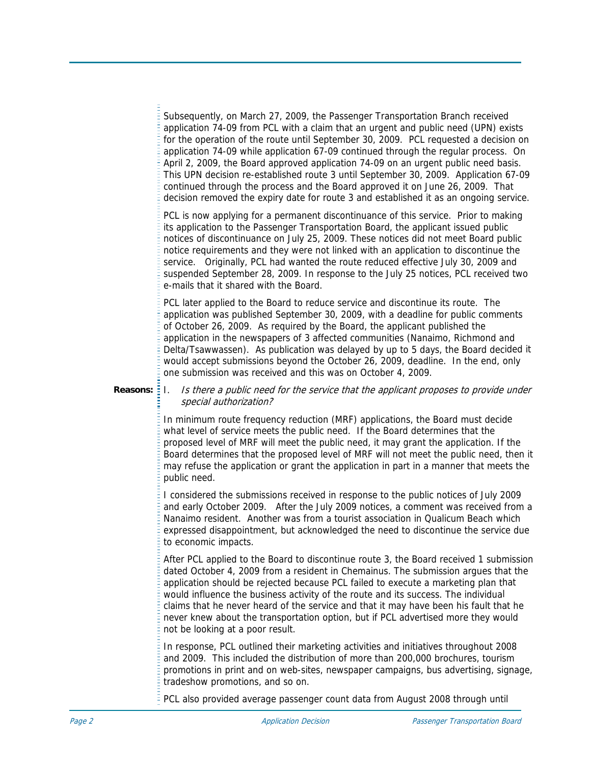Subsequently, on March 27, 2009, the Passenger Transportation Branch received application 74-09 from PCL with a claim that an urgent and public need (UPN) exists for the operation of the route until September 30, 2009. PCL requested a decision on application 74-09 while application 67-09 continued through the regular process. On April 2, 2009, the Board approved application 74-09 on an urgent public need basis. This UPN decision re-established route 3 until September 30, 2009. Application 67-09 continued through the process and the Board approved it on June 26, 2009. That decision removed the expiry date for route 3 and established it as an ongoing service.

PCL is now applying for a permanent discontinuance of this service. Prior to making its application to the Passenger Transportation Board, the applicant issued public notices of discontinuance on July 25, 2009. These notices did not meet Board public notice requirements and they were not linked with an application to discontinue the service. Originally, PCL had wanted the route reduced effective July 30, 2009 and suspended September 28, 2009. In response to the July 25 notices, PCL received two e-mails that it shared with the Board.

PCL later applied to the Board to reduce service and discontinue its route. The application was published September 30, 2009, with a deadline for public comments of October 26, 2009. As required by the Board, the applicant published the application in the newspapers of 3 affected communities (Nanaimo, Richmond and Delta/Tsawwassen). As publication was delayed by up to 5 days, the Board decided it would accept submissions beyond the October 26, 2009, deadline. In the end, only one submission was received and this was on October 4, 2009.

**Reasons:**

I. *Is there a public need for the service that the applicant proposes to provide under special authorization?*

In minimum route frequency reduction (MRF) applications, the Board must decide what level of service meets the public need. If the Board determines that the proposed level of MRF will meet the public need, it may grant the application. If the Board determines that the proposed level of MRF will not meet the public need, then it may refuse the application or grant the application in part in a manner that meets the public need.

I considered the submissions received in response to the public notices of July 2009 and early October 2009. After the July 2009 notices, a comment was received from a Nanaimo resident. Another was from a tourist association in Qualicum Beach which expressed disappointment, but acknowledged the need to discontinue the service due to economic impacts.

After PCL applied to the Board to discontinue route 3, the Board received 1 submission dated October 4, 2009 from a resident in Chemainus. The submission argues that the application should be rejected because PCL failed to execute a marketing plan that would influence the business activity of the route and its success. The individual claims that he never heard of the service and that it may have been his fault that he never knew about the transportation option, but if PCL advertised more they would not be looking at a poor result.

In response, PCL outlined their marketing activities and initiatives throughout 2008 and 2009. This included the distribution of more than 200,000 brochures, tourism promotions in print and on web-sites, newspaper campaigns, bus advertising, signage, tradeshow promotions, and so on.

PCL also provided average passenger count data from August 2008 through until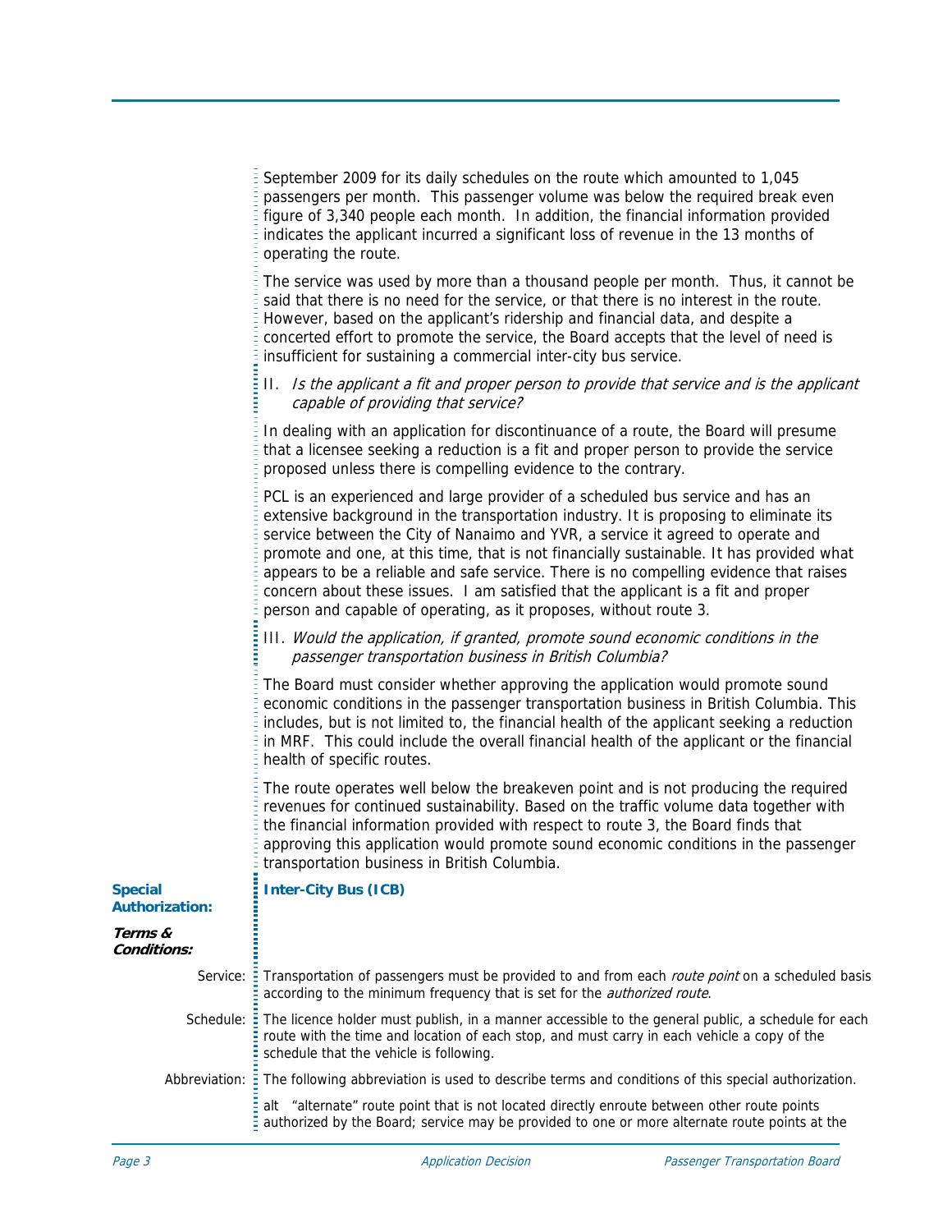September 2009 for its daily schedules on the route which amounted to 1,045 passengers per month. This passenger volume was below the required break even figure of 3,340 people each month. In addition, the financial information provided indicates the applicant incurred a significant loss of revenue in the 13 months of operating the route.

The service was used by more than a thousand people per month. Thus, it cannot be said that there is no need for the service, or that there is no interest in the route. However, based on the applicant's ridership and financial data, and despite a concerted effort to promote the service, the Board accepts that the level of need is insufficient for sustaining a commercial inter-city bus service.

II. *Is the applicant a fit and proper person to provide that service and is the applicant capable of providing that service?*

In dealing with an application for discontinuance of a route, the Board will presume that a licensee seeking a reduction is a fit and proper person to provide the service proposed unless there is compelling evidence to the contrary.

PCL is an experienced and large provider of a scheduled bus service and has an extensive background in the transportation industry. It is proposing to eliminate its service between the City of Nanaimo and YVR, a service it agreed to operate and promote and one, at this time, that is not financially sustainable. It has provided what appears to be a reliable and safe service. There is no compelling evidence that raises concern about these issues. I am satisfied that the applicant is a fit and proper person and capable of operating, as it proposes, without route 3.

III. *Would the application, if granted, promote sound economic conditions in the passenger transportation business in British Columbia?*

The Board must consider whether approving the application would promote sound economic conditions in the passenger transportation business in British Columbia. This includes, but is not limited to, the financial health of the applicant seeking a reduction in MRF. This could include the overall financial health of the applicant or the financial health of specific routes.

The route operates well below the breakeven point and is not producing the required revenues for continued sustainability. Based on the traffic volume data together with the financial information provided with respect to route 3, the Board finds that approving this application would promote sound economic conditions in the passenger transportation business in British Columbia.

**Special Authorization:** **Inter-City Bus (ICB)**

***Terms & Conditions:***

Service: Transportation of passengers must be provided to and from each *route point* on a scheduled basis according to the minimum frequency that is set for the *authorized route*.

Schedule: The licence holder must publish, in a manner accessible to the general public, a schedule for each route with the time and location of each stop, and must carry in each vehicle a copy of the schedule that the vehicle is following.

Abbreviation: The following abbreviation is used to describe terms and conditions of this special authorization.

alt "alternate" route point that is not located directly enroute between other route points authorized by the Board; service may be provided to one or more alternate route points at the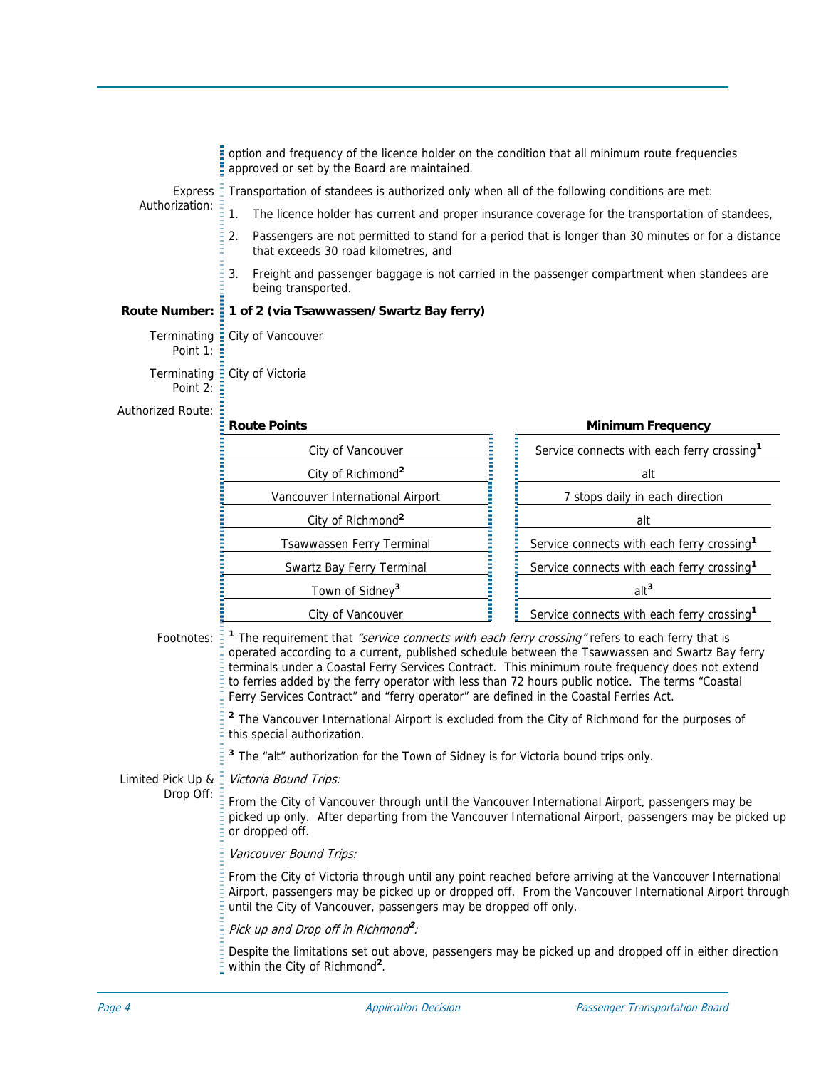option and frequency of the licence holder on the condition that all minimum route frequencies approved or set by the Board are maintained.

**Express Authorization:** Transportation of standees is authorized only when all of the following conditions are met:

1. The licence holder has current and proper insurance coverage for the transportation of standees,
2. Passengers are not permitted to stand for a period that is longer than 30 minutes or for a distance that exceeds 30 road kilometres, and
3. Freight and passenger baggage is not carried in the passenger compartment when standees are being transported.

**Route Number: 1 of 2 (via Tsawwassen/Swartz Bay ferry)**

**Terminating Point 1:** City of Vancouver

**Terminating Point 2:** City of Victoria

**Authorized Route:**

| Route Points | Minimum Frequency |
|---|---|
| City of Vancouver | Service connects with each ferry crossing[1] |
| City of Richmond[2] | alt |
| Vancouver International Airport | 7 stops daily in each direction |
| City of Richmond[2] | alt |
| Tsawwassen Ferry Terminal | Service connects with each ferry crossing[1] |
| Swartz Bay Ferry Terminal | Service connects with each ferry crossing[1] |
| Town of Sidney[3] | alt[3] |
| City of Vancouver | Service connects with each ferry crossing[1] |

**Footnotes:**

[1] The requirement that *"service connects with each ferry crossing"* refers to each ferry that is operated according to a current, published schedule between the Tsawwassen and Swartz Bay ferry terminals under a Coastal Ferry Services Contract. This minimum route frequency does not extend to ferries added by the ferry operator with less than 72 hours public notice. The terms "Coastal Ferry Services Contract" and "ferry operator" are defined in the Coastal Ferries Act.

[2] The Vancouver International Airport is excluded from the City of Richmond for the purposes of this special authorization.

[3] The "alt" authorization for the Town of Sidney is for Victoria bound trips only.

**Limited Pick Up & Drop Off:**

*Victoria Bound Trips:*

From the City of Vancouver through until the Vancouver International Airport, passengers may be picked up only. After departing from the Vancouver International Airport, passengers may be picked up or dropped off.

*Vancouver Bound Trips:*

From the City of Victoria through until any point reached before arriving at the Vancouver International Airport, passengers may be picked up or dropped off. From the Vancouver International Airport through until the City of Vancouver, passengers may be dropped off only.

*Pick up and Drop off in Richmond[2]:*

Despite the limitations set out above, passengers may be picked up and dropped off in either direction within the City of Richmond[2].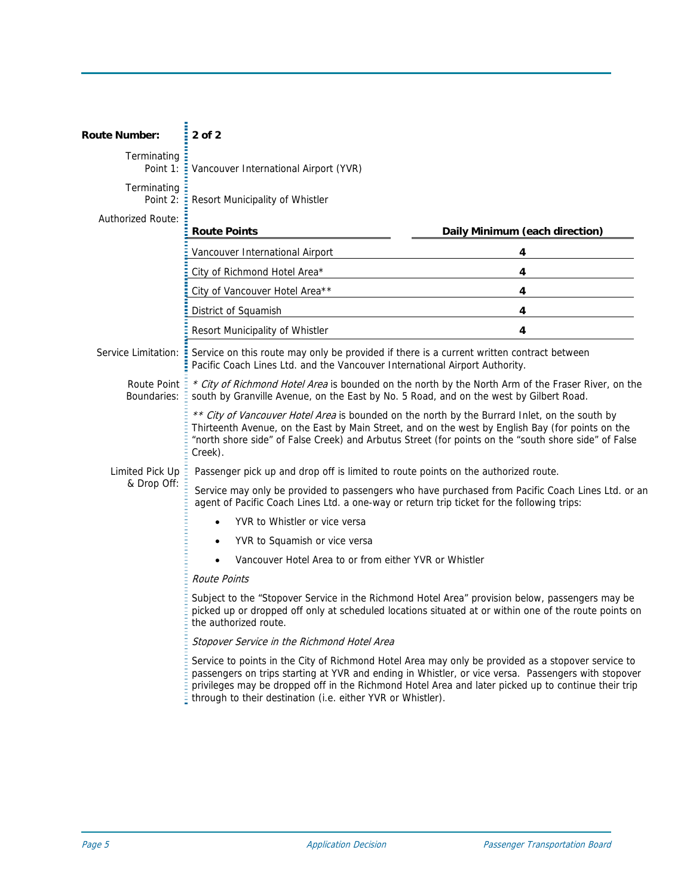**Route Number:** **2 of 2**

Terminating Point 1: Vancouver International Airport (YVR)

Terminating Point 2: Resort Municipality of Whistler

Authorized Route:

| Route Points | Daily Minimum (each direction) |
|---|---|
| Vancouver International Airport | 4 |
| City of Richmond Hotel Area* | 4 |
| City of Vancouver Hotel Area** | 4 |
| District of Squamish | 4 |
| Resort Municipality of Whistler | 4 |

Service Limitation: Service on this route may only be provided if there is a current written contract between Pacific Coach Lines Ltd. and the Vancouver International Airport Authority.

Route Point Boundaries: * *City of Richmond Hotel Area* is bounded on the north by the North Arm of the Fraser River, on the south by Granville Avenue, on the East by No. 5 Road, and on the west by Gilbert Road.

** *City of Vancouver Hotel Area* is bounded on the north by the Burrard Inlet, on the south by Thirteenth Avenue, on the East by Main Street, and on the west by English Bay (for points on the "north shore side" of False Creek) and Arbutus Street (for points on the "south shore side" of False Creek).

Limited Pick Up & Drop Off: Passenger pick up and drop off is limited to route points on the authorized route.

Service may only be provided to passengers who have purchased from Pacific Coach Lines Ltd. or an agent of Pacific Coach Lines Ltd. a one-way or return trip ticket for the following trips:

- YVR to Whistler or vice versa
- YVR to Squamish or vice versa
- Vancouver Hotel Area to or from either YVR or Whistler

*Route Points*

Subject to the "Stopover Service in the Richmond Hotel Area" provision below, passengers may be picked up or dropped off only at scheduled locations situated at or within one of the route points on the authorized route.

*Stopover Service in the Richmond Hotel Area*

Service to points in the City of Richmond Hotel Area may only be provided as a stopover service to passengers on trips starting at YVR and ending in Whistler, or vice versa. Passengers with stopover privileges may be dropped off in the Richmond Hotel Area and later picked up to continue their trip through to their destination (i.e. either YVR or Whistler).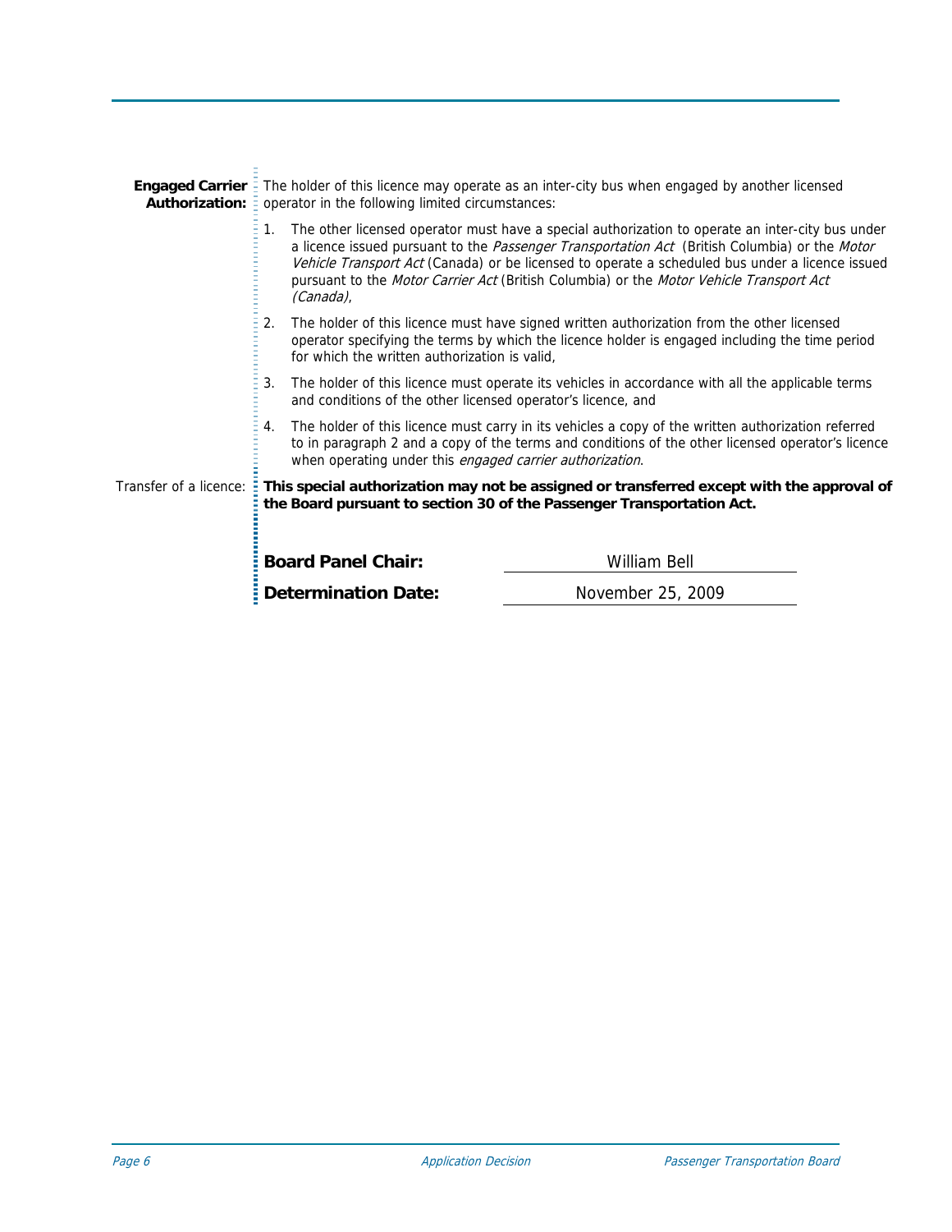**Engaged Carrier Authorization:** The holder of this licence may operate as an inter-city bus when engaged by another licensed operator in the following limited circumstances:

1. The other licensed operator must have a special authorization to operate an inter-city bus under a licence issued pursuant to the *Passenger Transportation Act* (British Columbia) or the *Motor Vehicle Transport Act* (Canada) or be licensed to operate a scheduled bus under a licence issued pursuant to the *Motor Carrier Act* (British Columbia) or the *Motor Vehicle Transport Act (Canada)*,
2. The holder of this licence must have signed written authorization from the other licensed operator specifying the terms by which the licence holder is engaged including the time period for which the written authorization is valid,
3. The holder of this licence must operate its vehicles in accordance with all the applicable terms and conditions of the other licensed operator's licence, and
4. The holder of this licence must carry in its vehicles a copy of the written authorization referred to in paragraph 2 and a copy of the terms and conditions of the other licensed operator's licence when operating under this *engaged carrier authorization*.

Transfer of a licence: **This special authorization may not be assigned or transferred except with the approval of the Board pursuant to section 30 of the Passenger Transportation Act.**

**Board Panel Chair:** William Bell

**Determination Date:** November 25, 2009